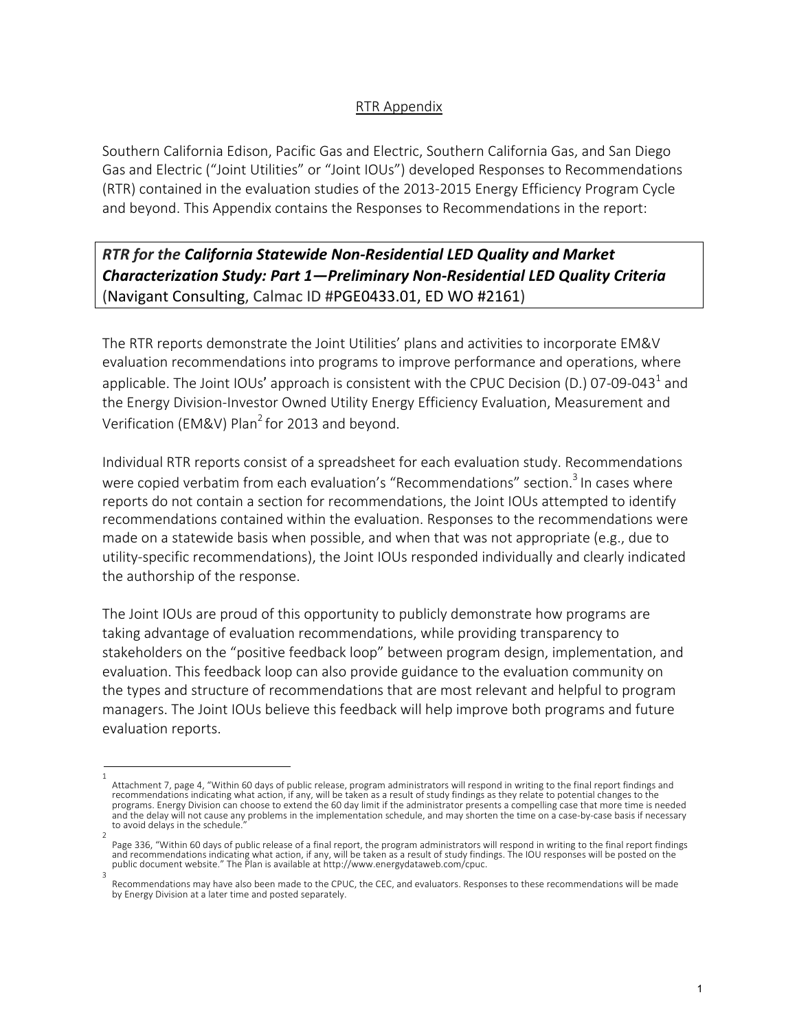## RTR Appendix

Southern California Edison, Pacific Gas and Electric, Southern California Gas, and San Diego Gas and Electric ("Joint Utilities" or "Joint IOUs") developed Responses to Recommendations (RTR) contained in the evaluation studies of the 2013-2015 Energy Efficiency Program Cycle and beyond. This Appendix contains the Responses to Recommendations in the report:

***RTR for the California Statewide Non-Residential LED Quality and Market Characterization Study: Part 1—Preliminary Non-Residential LED Quality Criteria*** (Navigant Consulting, Calmac ID #PGE0433.01, ED WO #2161)

The RTR reports demonstrate the Joint Utilities' plans and activities to incorporate EM&V evaluation recommendations into programs to improve performance and operations, where applicable. The Joint IOUs' approach is consistent with the CPUC Decision (D.) 07-09-043[1] and the Energy Division-Investor Owned Utility Energy Efficiency Evaluation, Measurement and Verification (EM&V) Plan[2] for 2013 and beyond.

Individual RTR reports consist of a spreadsheet for each evaluation study. Recommendations were copied verbatim from each evaluation's "Recommendations" section.[3] In cases where reports do not contain a section for recommendations, the Joint IOUs attempted to identify recommendations contained within the evaluation. Responses to the recommendations were made on a statewide basis when possible, and when that was not appropriate (e.g., due to utility-specific recommendations), the Joint IOUs responded individually and clearly indicated the authorship of the response.

The Joint IOUs are proud of this opportunity to publicly demonstrate how programs are taking advantage of evaluation recommendations, while providing transparency to stakeholders on the "positive feedback loop" between program design, implementation, and evaluation. This feedback loop can also provide guidance to the evaluation community on the types and structure of recommendations that are most relevant and helpful to program managers. The Joint IOUs believe this feedback will help improve both programs and future evaluation reports.

---

[1] Attachment 7, page 4, "Within 60 days of public release, program administrators will respond in writing to the final report findings and recommendations indicating what action, if any, will be taken as a result of study findings as they relate to potential changes to the programs. Energy Division can choose to extend the 60 day limit if the administrator presents a compelling case that more time is needed and the delay will not cause any problems in the implementation schedule, and may shorten the time on a case-by-case basis if necessary to avoid delays in the schedule."

[2] Page 336, "Within 60 days of public release of a final report, the program administrators will respond in writing to the final report findings and recommendations indicating what action, if any, will be taken as a result of study findings. The IOU responses will be posted on the public document website." The Plan is available at http://www.energydataweb.com/cpuc.

[3] Recommendations may have also been made to the CPUC, the CEC, and evaluators. Responses to these recommendations will be made by Energy Division at a later time and posted separately.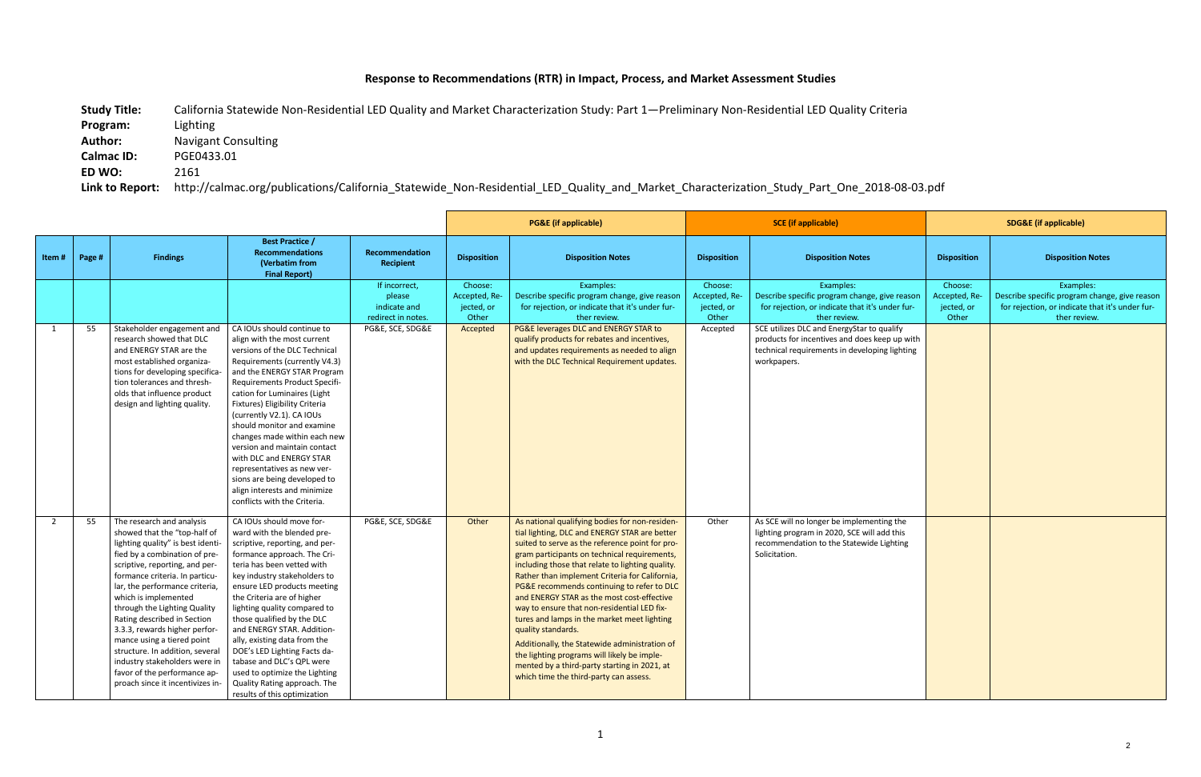# Response to Recommendations (RTR) in Impact, Process, and Market Assessment Studies

**Study Title:** California Statewide Non-Residential LED Quality and Market Characterization Study: Part 1—Preliminary Non-Residential LED Quality Criteria
**Program:** Lighting
**Author:** Navigant Consulting
**Calmac ID:** PGE0433.01
**ED WO:** 2161
**Link to Report:** http://calmac.org/publications/California_Statewide_Non-Residential_LED_Quality_and_Market_Characterization_Study_Part_One_2018-08-03.pdf

| | | | | | PG&E (if applicable) | | SCE (if applicable) | | SDG&E (if applicable) | |
|---|---|---|---|---|---|---|---|---|---|---|
| Item # | Page # | Findings | Best Practice / Recommendations (Verbatim from Final Report) | Recommendation Recipient | Disposition | Disposition Notes | Disposition | Disposition Notes | Disposition | Disposition Notes |
| | | | | If incorrect, please indicate and redirect in notes. | Choose: Accepted, Rejected, or Other | Examples: Describe specific program change, give reason for rejection, or indicate that it's under further review. | Choose: Accepted, Rejected, or Other | Examples: Describe specific program change, give reason for rejection, or indicate that it's under further review. | Choose: Accepted, Rejected, or Other | Examples: Describe specific program change, give reason for rejection, or indicate that it's under further review. |
| 1 | 55 | Stakeholder engagement and research showed that DLC and ENERGY STAR are the most established organizations for developing specification tolerances and thresholds that influence product design and lighting quality. | CA IOUs should continue to align with the most current versions of the DLC Technical Requirements (currently V4.3) and the ENERGY STAR Program Requirements Product Specification for Luminaires (Light Fixtures) Eligibility Criteria (currently V2.1). CA IOUs should monitor and examine changes made within each new version and maintain contact with DLC and ENERGY STAR representatives as new versions are being developed to align interests and minimize conflicts with the Criteria. | PG&E, SCE, SDG&E | Accepted | PG&E leverages DLC and ENERGY STAR to qualify products for rebates and incentives, and updates requirements as needed to align with the DLC Technical Requirement updates. | Accepted | SCE utilizes DLC and EnergyStar to qualify products for incentives and does keep up with technical requirements in developing lighting workpapers. | | |
| 2 | 55 | The research and analysis showed that the "top-half of lighting quality" is best identified by a combination of prescriptive, reporting, and performance criteria. In particular, the performance criteria, which is implemented through the Lighting Quality Rating described in Section 3.3.3, rewards higher performance using a tiered point structure. In addition, several industry stakeholders were in favor of the performance approach since it incentivizes in- | CA IOUs should move forward with the blended prescriptive, reporting, and performance approach. The Criteria has been vetted with key industry stakeholders to ensure LED products meeting the Criteria are of higher lighting quality compared to those qualified by the DLC and ENERGY STAR. Additionally, existing data from the DOE's LED Lighting Facts database and DLC's QPL were used to optimize the Lighting Quality Rating approach. The results of this optimization | PG&E, SCE, SDG&E | Other | As national qualifying bodies for non-residential lighting, DLC and ENERGY STAR are better suited to serve as the reference point for program participants on technical requirements, including those that relate to lighting quality. Rather than implement Criteria for California, PG&E recommends continuing to refer to DLC and ENERGY STAR as the most cost-effective way to ensure that non-residential LED fixtures and lamps in the market meet lighting quality standards.<br><br>Additionally, the Statewide administration of the lighting programs will likely be implemented by a third-party starting in 2021, at which time the third-party can assess. | Other | As SCE will no longer be implementing the lighting program in 2020, SCE will add this recommendation to the Statewide Lighting Solicitation. | | |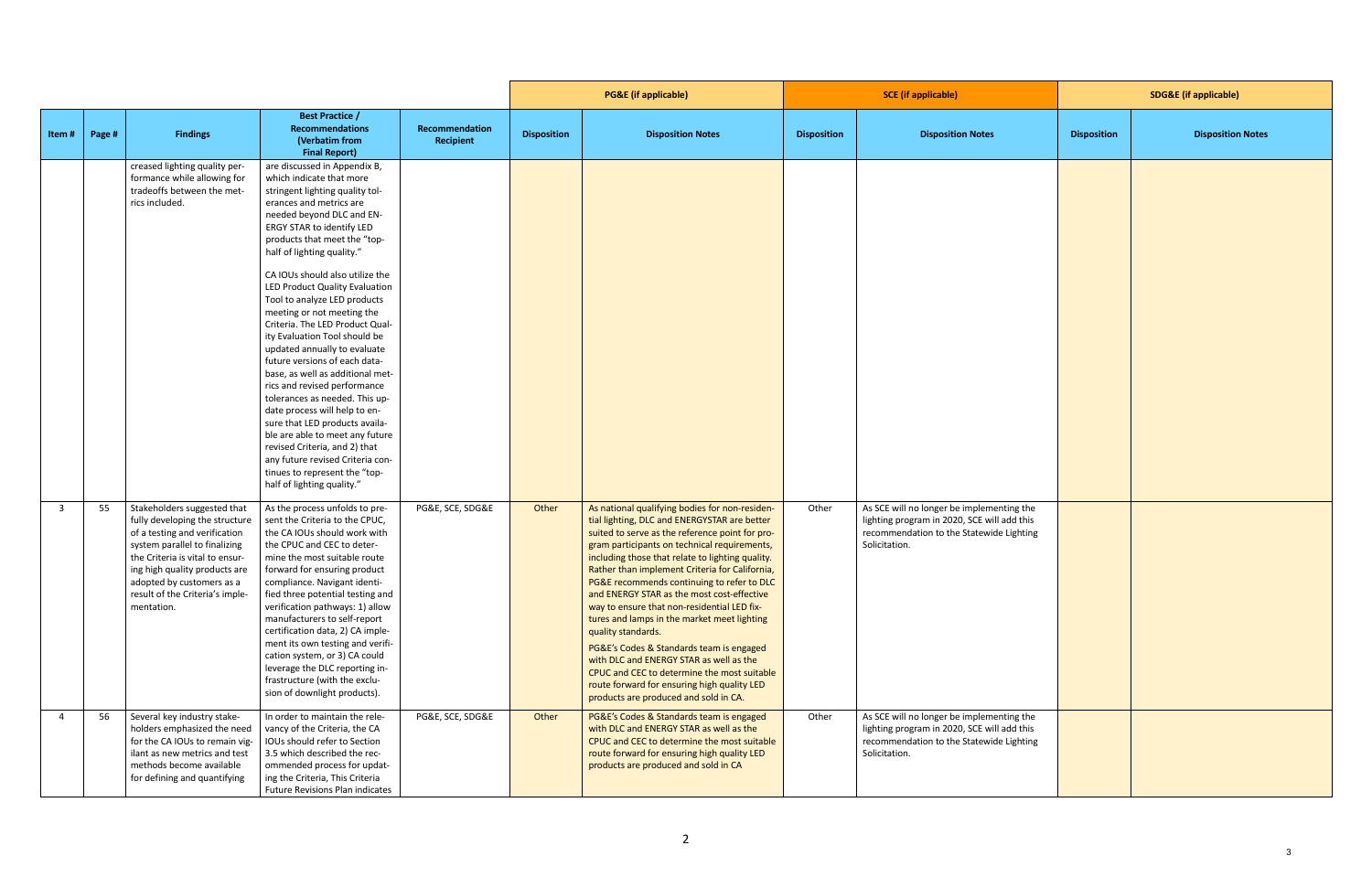| | | | | | PG&E (if applicable) | | SCE (if applicable) | | SDG&E (if applicable) | |
|---|---|---|---|---|---|---|---|---|---|---|
| **Item #** | **Page #** | **Findings** | **Best Practice / Recommendations (Verbatim from Final Report)** | **Recommendation Recipient** | **Disposition** | **Disposition Notes** | **Disposition** | **Disposition Notes** | **Disposition** | **Disposition Notes** |
| | | creased lighting quality performance while allowing for tradeoffs between the metrics included. | are discussed in Appendix B, which indicate that more stringent lighting quality tolerances and metrics are needed beyond DLC and ENERGY STAR to identify LED products that meet the "top-half of lighting quality."<br><br>CA IOUs should also utilize the LED Product Quality Evaluation Tool to analyze LED products meeting or not meeting the Criteria. The LED Product Quality Evaluation Tool should be updated annually to evaluate future versions of each database, as well as additional metrics and revised performance tolerances as needed. This update process will help to ensure that LED products available are able to meet any future revised Criteria, and 2) that any future revised Criteria continues to represent the "top-half of lighting quality." | | | | | | | |
| 3 | 55 | Stakeholders suggested that fully developing the structure of a testing and verification system parallel to finalizing the Criteria is vital to ensuring high quality products are adopted by customers as a result of the Criteria's implementation. | As the process unfolds to present the Criteria to the CPUC, the CA IOUs should work with the CPUC and CEC to determine the most suitable route forward for ensuring product compliance. Navigant identified three potential testing and verification pathways: 1) allow manufacturers to self-report certification data, 2) CA implement its own testing and verification system, or 3) CA could leverage the DLC reporting infrastructure (with the exclusion of downlight products). | PG&E, SCE, SDG&E | Other | As national qualifying bodies for non-residential lighting, DLC and ENERGYSTAR are better suited to serve as the reference point for program participants on technical requirements, including those that relate to lighting quality. Rather than implement Criteria for California, PG&E recommends continuing to refer to DLC and ENERGY STAR as the most cost-effective way to ensure that non-residential LED fixtures and lamps in the market meet lighting quality standards.<br><br>PG&E's Codes & Standards team is engaged with DLC and ENERGY STAR as well as the CPUC and CEC to determine the most suitable route forward for ensuring high quality LED products are produced and sold in CA. | Other | As SCE will no longer be implementing the lighting program in 2020, SCE will add this recommendation to the Statewide Lighting Solicitation. | | |
| 4 | 56 | Several key industry stakeholders emphasized the need for the CA IOUs to remain vigilant as new metrics and test methods become available for defining and quantifying | In order to maintain the relevancy of the Criteria, the CA IOUs should refer to Section 3.5 which described the recommended process for updating the Criteria, This Criteria Future Revisions Plan indicates | PG&E, SCE, SDG&E | Other | PG&E's Codes & Standards team is engaged with DLC and ENERGY STAR as well as the CPUC and CEC to determine the most suitable route forward for ensuring high quality LED products are produced and sold in CA | Other | As SCE will no longer be implementing the lighting program in 2020, SCE will add this recommendation to the Statewide Lighting Solicitation. | | |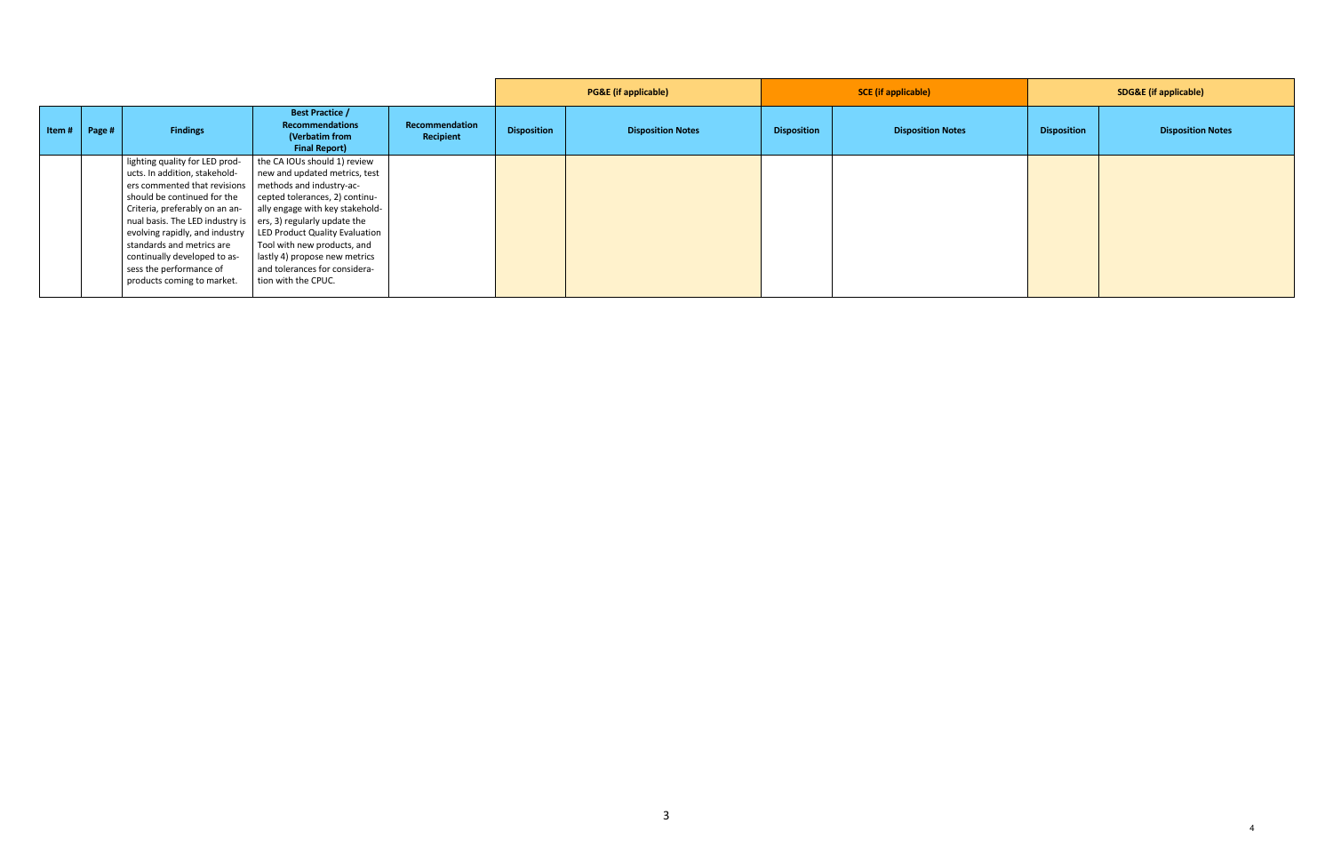| | | | | | PG&E (if applicable) | | SCE (if applicable) | | SDG&E (if applicable) | |
|---|---|---|---|---|---|---|---|---|---|---|
| Item # | Page # | Findings | Best Practice / Recommendations (Verbatim from Final Report) | Recommendation Recipient | Disposition | Disposition Notes | Disposition | Disposition Notes | Disposition | Disposition Notes |
| | | lighting quality for LED products. In addition, stakeholders commented that revisions should be continued for the Criteria, preferably on an annual basis. The LED industry is evolving rapidly, and industry standards and metrics are continually developed to assess the performance of products coming to market. | the CA IOUs should 1) review new and updated metrics, test methods and industry-accepted tolerances, 2) continually engage with key stakeholders, 3) regularly update the LED Product Quality Evaluation Tool with new products, and lastly 4) propose new metrics and tolerances for consideration with the CPUC. | | | | | | | |